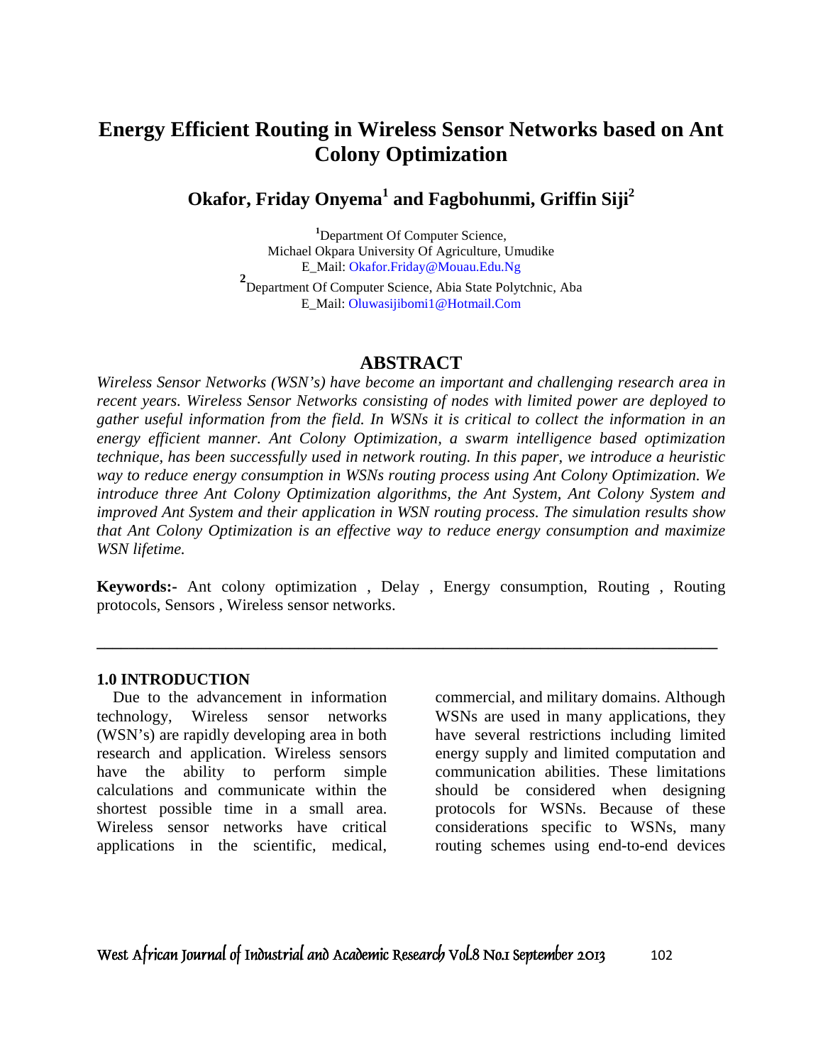# Energy Efficient Routing in Wireless Sensor Networks based on Ant Colony Optimization

**Okafor, Friday Onyema[1] and Fagbohunmi, Griffin Siji[2]**

[1]Department Of Computer Science,
Michael Okpara University Of Agriculture, Umudike
E_Mail: Okafor.Friday@Mouau.Edu.Ng

[2]Department Of Computer Science, Abia State Polytchnic, Aba
E_Mail: Oluwasijibomi1@Hotmail.Com

## ABSTRACT

*Wireless Sensor Networks (WSN's) have become an important and challenging research area in recent years. Wireless Sensor Networks consisting of nodes with limited power are deployed to gather useful information from the field. In WSNs it is critical to collect the information in an energy efficient manner. Ant Colony Optimization, a swarm intelligence based optimization technique, has been successfully used in network routing. In this paper, we introduce a heuristic way to reduce energy consumption in WSNs routing process using Ant Colony Optimization. We introduce three Ant Colony Optimization algorithms, the Ant System, Ant Colony System and improved Ant System and their application in WSN routing process. The simulation results show that Ant Colony Optimization is an effective way to reduce energy consumption and maximize WSN lifetime.*

**Keywords:-** Ant colony optimization , Delay , Energy consumption, Routing , Routing protocols, Sensors , Wireless sensor networks.

---

### 1.0 INTRODUCTION

Due to the advancement in information technology, Wireless sensor networks (WSN's) are rapidly developing area in both research and application. Wireless sensors have the ability to perform simple calculations and communicate within the shortest possible time in a small area. Wireless sensor networks have critical applications in the scientific, medical, commercial, and military domains. Although WSNs are used in many applications, they have several restrictions including limited energy supply and limited computation and communication abilities. These limitations should be considered when designing protocols for WSNs. Because of these considerations specific to WSNs, many routing schemes using end-to-end devices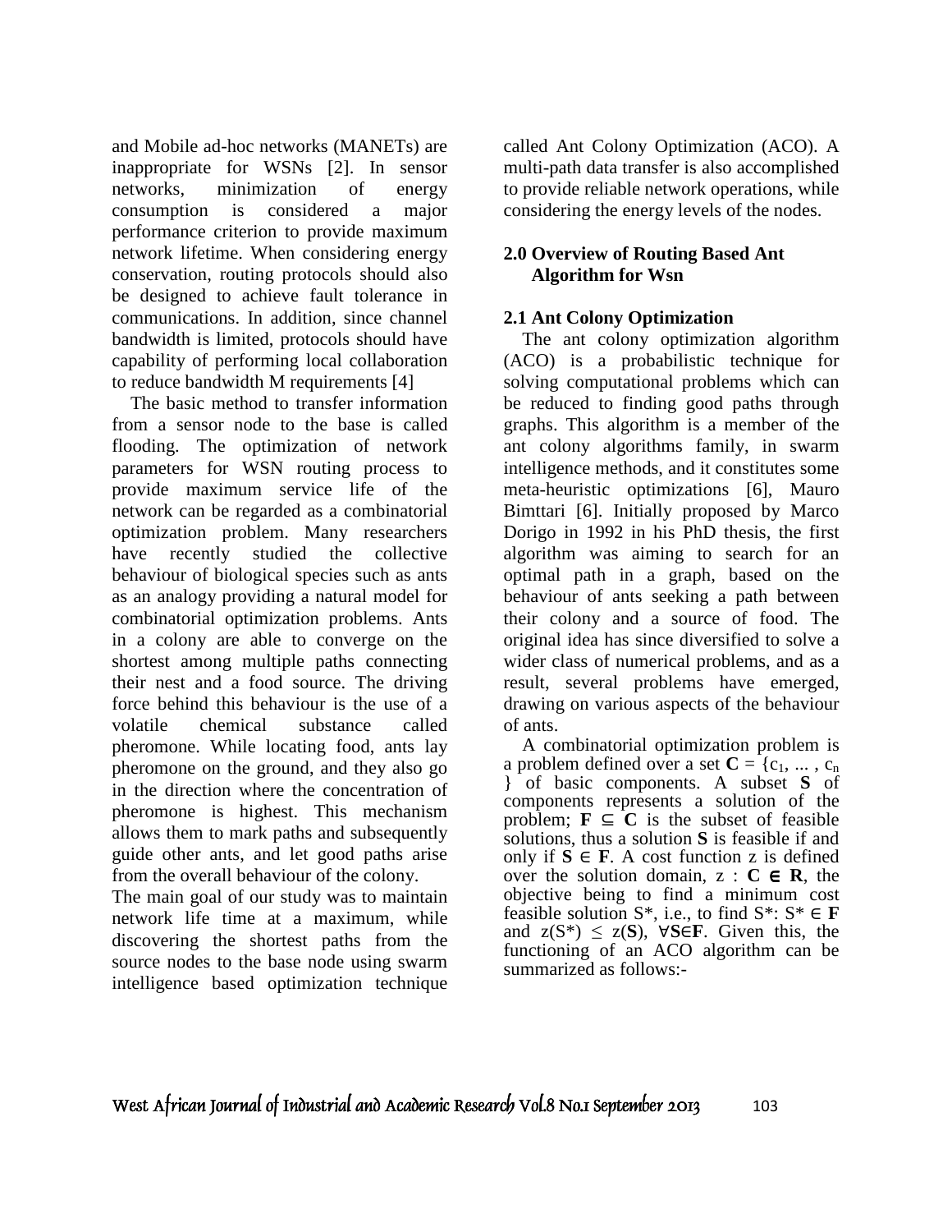and Mobile ad-hoc networks (MANETs) are inappropriate for WSNs [2]. In sensor networks, minimization of energy consumption is considered a major performance criterion to provide maximum network lifetime. When considering energy conservation, routing protocols should also be designed to achieve fault tolerance in communications. In addition, since channel bandwidth is limited, protocols should have capability of performing local collaboration to reduce bandwidth M requirements [4]

The basic method to transfer information from a sensor node to the base is called flooding. The optimization of network parameters for WSN routing process to provide maximum service life of the network can be regarded as a combinatorial optimization problem. Many researchers have recently studied the collective behaviour of biological species such as ants as an analogy providing a natural model for combinatorial optimization problems. Ants in a colony are able to converge on the shortest among multiple paths connecting their nest and a food source. The driving force behind this behaviour is the use of a volatile chemical substance called pheromone. While locating food, ants lay pheromone on the ground, and they also go in the direction where the concentration of pheromone is highest. This mechanism allows them to mark paths and subsequently guide other ants, and let good paths arise from the overall behaviour of the colony.

The main goal of our study was to maintain network life time at a maximum, while discovering the shortest paths from the source nodes to the base node using swarm intelligence based optimization technique called Ant Colony Optimization (ACO). A multi-path data transfer is also accomplished to provide reliable network operations, while considering the energy levels of the nodes.

## 2.0 Overview of Routing Based Ant Algorithm for Wsn

### 2.1 Ant Colony Optimization

The ant colony optimization algorithm (ACO) is a probabilistic technique for solving computational problems which can be reduced to finding good paths through graphs. This algorithm is a member of the ant colony algorithms family, in swarm intelligence methods, and it constitutes some meta-heuristic optimizations [6], Mauro Bimttari [6]. Initially proposed by Marco Dorigo in 1992 in his PhD thesis, the first algorithm was aiming to search for an optimal path in a graph, based on the behaviour of ants seeking a path between their colony and a source of food. The original idea has since diversified to solve a wider class of numerical problems, and as a result, several problems have emerged, drawing on various aspects of the behaviour of ants.

A combinatorial optimization problem is a problem defined over a set $\mathbf{C} = \{c_1, \dots, c_n\}$ of basic components. A subset **S** of components represents a solution of the problem; $\mathbf{F} \subseteq \mathbf{C}$ is the subset of feasible solutions, thus a solution **S** is feasible if and only if $\mathbf{S} \in \mathbf{F}$. A cost function z is defined over the solution domain, $z : \mathbf{C} \in \mathbf{R}$, the objective being to find a minimum cost feasible solution $S^*$, i.e., to find $S^*$: $S^* \in \mathbf{F}$ and $z(S^*) \leq z(\mathbf{S})$, $\forall \mathbf{S} \in \mathbf{F}$. Given this, the functioning of an ACO algorithm can be summarized as follows:-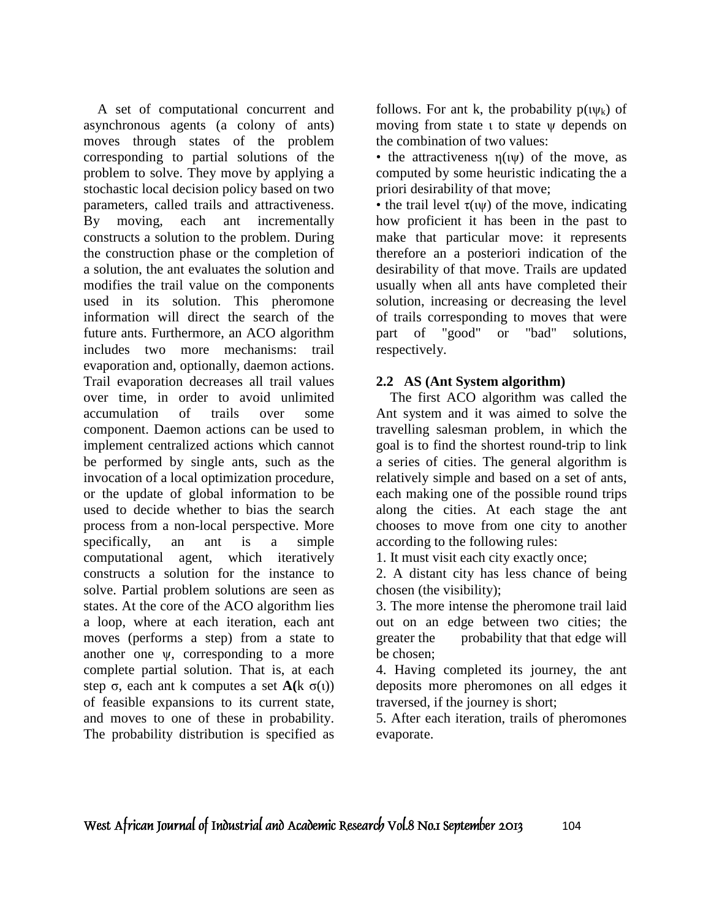A set of computational concurrent and asynchronous agents (a colony of ants) moves through states of the problem corresponding to partial solutions of the problem to solve. They move by applying a stochastic local decision policy based on two parameters, called trails and attractiveness. By moving, each ant incrementally constructs a solution to the problem. During the construction phase or the completion of a solution, the ant evaluates the solution and modifies the trail value on the components used in its solution. This pheromone information will direct the search of the future ants. Furthermore, an ACO algorithm includes two more mechanisms: trail evaporation and, optionally, daemon actions. Trail evaporation decreases all trail values over time, in order to avoid unlimited accumulation of trails over some component. Daemon actions can be used to implement centralized actions which cannot be performed by single ants, such as the invocation of a local optimization procedure, or the update of global information to be used to decide whether to bias the search process from a non-local perspective. More specifically, an ant is a simple computational agent, which iteratively constructs a solution for the instance to solve. Partial problem solutions are seen as states. At the core of the ACO algorithm lies a loop, where at each iteration, each ant moves (performs a step) from a state to another one $\psi$, corresponding to a more complete partial solution. That is, at each step $\sigma$, each ant k computes a set **A(**k $\sigma(\iota)$) of feasible expansions to its current state, and moves to one of these in probability. The probability distribution is specified as follows. For ant k, the probability $p(\iota\psi_k)$ of moving from state $\iota$ to state $\psi$ depends on the combination of two values:

- the attractiveness $\eta(\iota\psi)$ of the move, as computed by some heuristic indicating the a priori desirability of that move;
- the trail level $\tau(\iota\psi)$ of the move, indicating how proficient it has been in the past to make that particular move: it represents therefore an a posteriori indication of the desirability of that move. Trails are updated usually when all ants have completed their solution, increasing or decreasing the level of trails corresponding to moves that were part of "good" or "bad" solutions, respectively.

### 2.2 AS (Ant System algorithm)

The first ACO algorithm was called the Ant system and it was aimed to solve the travelling salesman problem, in which the goal is to find the shortest round-trip to link a series of cities. The general algorithm is relatively simple and based on a set of ants, each making one of the possible round trips along the cities. At each stage the ant chooses to move from one city to another according to the following rules:

1. It must visit each city exactly once;
2. A distant city has less chance of being chosen (the visibility);
3. The more intense the pheromone trail laid out on an edge between two cities; the greater the probability that that edge will be chosen;
4. Having completed its journey, the ant deposits more pheromones on all edges it traversed, if the journey is short;
5. After each iteration, trails of pheromones evaporate.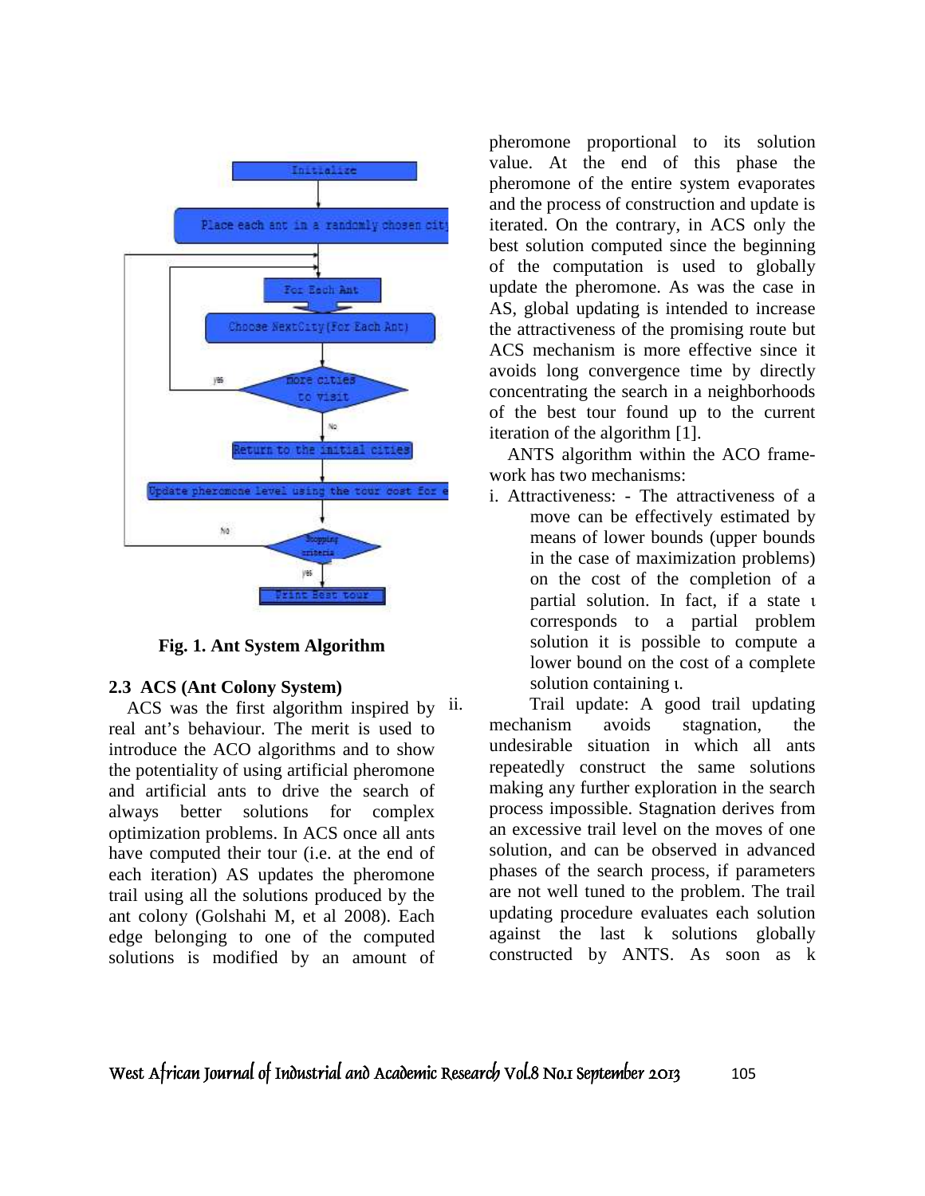Fig. 1. Ant System Algorithm

### 2.3 ACS (Ant Colony System)

ACS was the first algorithm inspired by real ant's behaviour. The merit is used to introduce the ACO algorithms and to show the potentiality of using artificial pheromone and artificial ants to drive the search of always better solutions for complex optimization problems. In ACS once all ants have computed their tour (i.e. at the end of each iteration) AS updates the pheromone trail using all the solutions produced by the ant colony (Golshahi M, et al 2008). Each edge belonging to one of the computed solutions is modified by an amount of pheromone proportional to its solution value. At the end of this phase the pheromone of the entire system evaporates and the process of construction and update is iterated. On the contrary, in ACS only the best solution computed since the beginning of the computation is used to globally update the pheromone. As was the case in AS, global updating is intended to increase the attractiveness of the promising route but ACS mechanism is more effective since it avoids long convergence time by directly concentrating the search in a neighborhoods of the best tour found up to the current iteration of the algorithm [1].

ANTS algorithm within the ACO framework has two mechanisms:

i. Attractiveness: - The attractiveness of a move can be effectively estimated by means of lower bounds (upper bounds in the case of maximization problems) on the cost of the completion of a partial solution. In fact, if a state ι corresponds to a partial problem solution it is possible to compute a lower bound on the cost of a complete solution containing ι.

ii. Trail update: A good trail updating mechanism avoids stagnation, the undesirable situation in which all ants repeatedly construct the same solutions making any further exploration in the search process impossible. Stagnation derives from an excessive trail level on the moves of one solution, and can be observed in advanced phases of the search process, if parameters are not well tuned to the problem. The trail updating procedure evaluates each solution against the last k solutions globally constructed by ANTS. As soon as k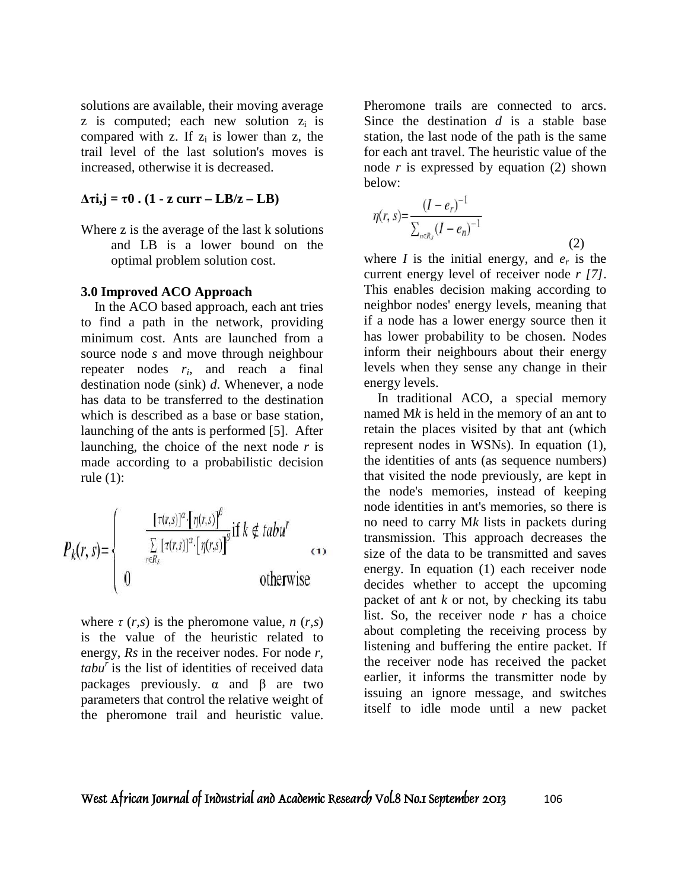solutions are available, their moving average z is computed; each new solution $z_i$ is compared with z. If $z_i$ is lower than z, the trail level of the last solution's moves is increased, otherwise it is decreased.

**$\Delta\tau i,j = \tau 0 \,.\, (1 - z\ curr - LB/z - LB)$**

Where z is the average of the last k solutions and LB is a lower bound on the optimal problem solution cost.

### 3.0 Improved ACO Approach

In the ACO based approach, each ant tries to find a path in the network, providing minimum cost. Ants are launched from a source node *s* and move through neighbour repeater nodes $r_i$, and reach a final destination node (sink) *d*. Whenever, a node has data to be transferred to the destination which is described as a base or base station, launching of the ants is performed [5]. After launching, the choice of the next node *r* is made according to a probabilistic decision rule (1):

$$P_k(r,s) = \begin{cases} \dfrac{[\tau(r,s)]^{\alpha} \cdot [\eta(r,s)]^{\beta}}{\sum_{r \in R_s} [\tau(r,s)]^{\alpha} \cdot [\eta(r,s)]^{\beta}} & \text{if } k \notin tabu^r \\ 0 & \text{otherwise} \end{cases} \quad (1)$$

where $\tau\,(r,s)$ is the pheromone value, $n\,(r,s)$ is the value of the heuristic related to energy, *Rs* in the receiver nodes. For node *r*, $tabu^r$ is the list of identities of received data packages previously. α and β are two parameters that control the relative weight of the pheromone trail and heuristic value. Pheromone trails are connected to arcs. Since the destination *d* is a stable base station, the last node of the path is the same for each ant travel. The heuristic value of the node *r* is expressed by equation (2) shown below:

$$\eta(r,s) = \frac{(I - e_r)^{-1}}{\sum_{n \in R_s} (I - e_n)^{-1}} \quad (2)$$

where *I* is the initial energy, and $e_r$ is the current energy level of receiver node *r [7]*. This enables decision making according to neighbor nodes' energy levels, meaning that if a node has a lower energy source then it has lower probability to be chosen. Nodes inform their neighbours about their energy levels when they sense any change in their energy levels.

In traditional ACO, a special memory named M*k* is held in the memory of an ant to retain the places visited by that ant (which represent nodes in WSNs). In equation (1), the identities of ants (as sequence numbers) that visited the node previously, are kept in the node's memories, instead of keeping node identities in ant's memories, so there is no need to carry M*k* lists in packets during transmission. This approach decreases the size of the data to be transmitted and saves energy. In equation (1) each receiver node decides whether to accept the upcoming packet of ant *k* or not, by checking its tabu list. So, the receiver node *r* has a choice about completing the receiving process by listening and buffering the entire packet. If the receiver node has received the packet earlier, it informs the transmitter node by issuing an ignore message, and switches itself to idle mode until a new packet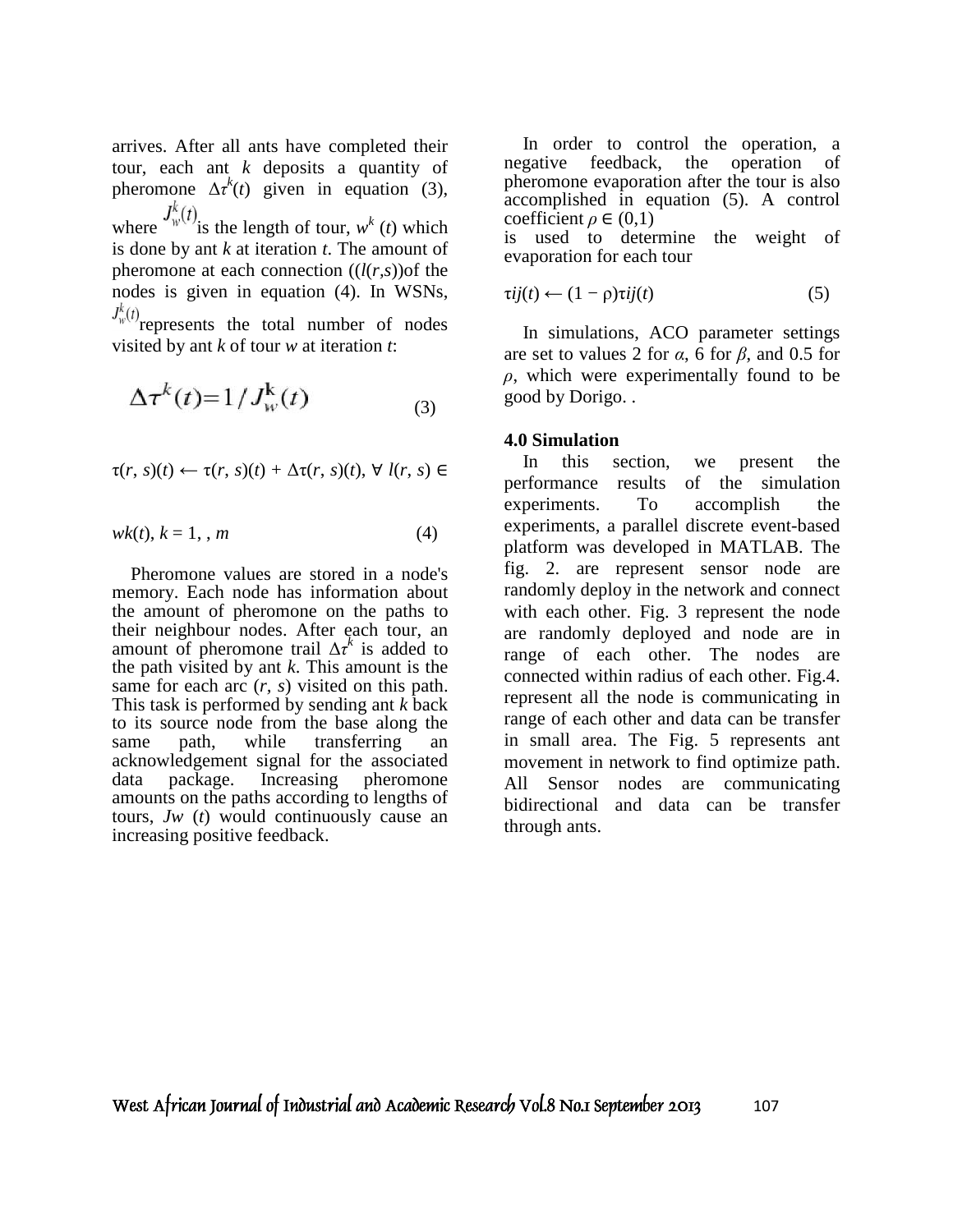arrives. After all ants have completed their tour, each ant $k$ deposits a quantity of pheromone $\Delta\tau^k(t)$ given in equation (3), where $J_w^k(t)$ is the length of tour, $w^k(t)$ which is done by ant $k$ at iteration $t$. The amount of pheromone at each connection (($l(r,s)$)of the nodes is given in equation (4). In WSNs, $J_w^k(t)$ represents the total number of nodes visited by ant $k$ of tour $w$ at iteration $t$:

$$\Delta\tau^k(t) = 1 / J_w^k(t) \tag{3}$$

$$\tau(r, s)(t) \leftarrow \tau(r, s)(t) + \Delta\tau(r, s)(t),\ \forall\ l(r, s) \in$$

$$wk(t),\ k = 1, , m \tag{4}$$

Pheromone values are stored in a node's memory. Each node has information about the amount of pheromone on the paths to their neighbour nodes. After each tour, an amount of pheromone trail $\Delta\tau^k$ is added to the path visited by ant $k$. This amount is the same for each arc $(r, s)$ visited on this path. This task is performed by sending ant $k$ back to its source node from the base along the same path, while transferring an acknowledgement signal for the associated data package. Increasing pheromone amounts on the paths according to lengths of tours, $Jw(t)$ would continuously cause an increasing positive feedback.

In order to control the operation, a negative feedback, the operation of pheromone evaporation after the tour is also accomplished in equation (5). A control coefficient $\rho \in (0,1)$ is used to determine the weight of evaporation for each tour

$$\tau ij(t) \leftarrow (1 - \rho)\tau ij(t) \tag{5}$$

In simulations, ACO parameter settings are set to values 2 for $\alpha$, 6 for $\beta$, and 0.5 for $\rho$, which were experimentally found to be good by Dorigo. .

### 4.0 Simulation

In this section, we present the performance results of the simulation experiments. To accomplish the experiments, a parallel discrete event-based platform was developed in MATLAB. The fig. 2. are represent sensor node are randomly deploy in the network and connect with each other. Fig. 3 represent the node are randomly deployed and node are in range of each other. The nodes are connected within radius of each other. Fig.4. represent all the node is communicating in range of each other and data can be transfer in small area. The Fig. 5 represents ant movement in network to find optimize path. All Sensor nodes are communicating bidirectional and data can be transfer through ants.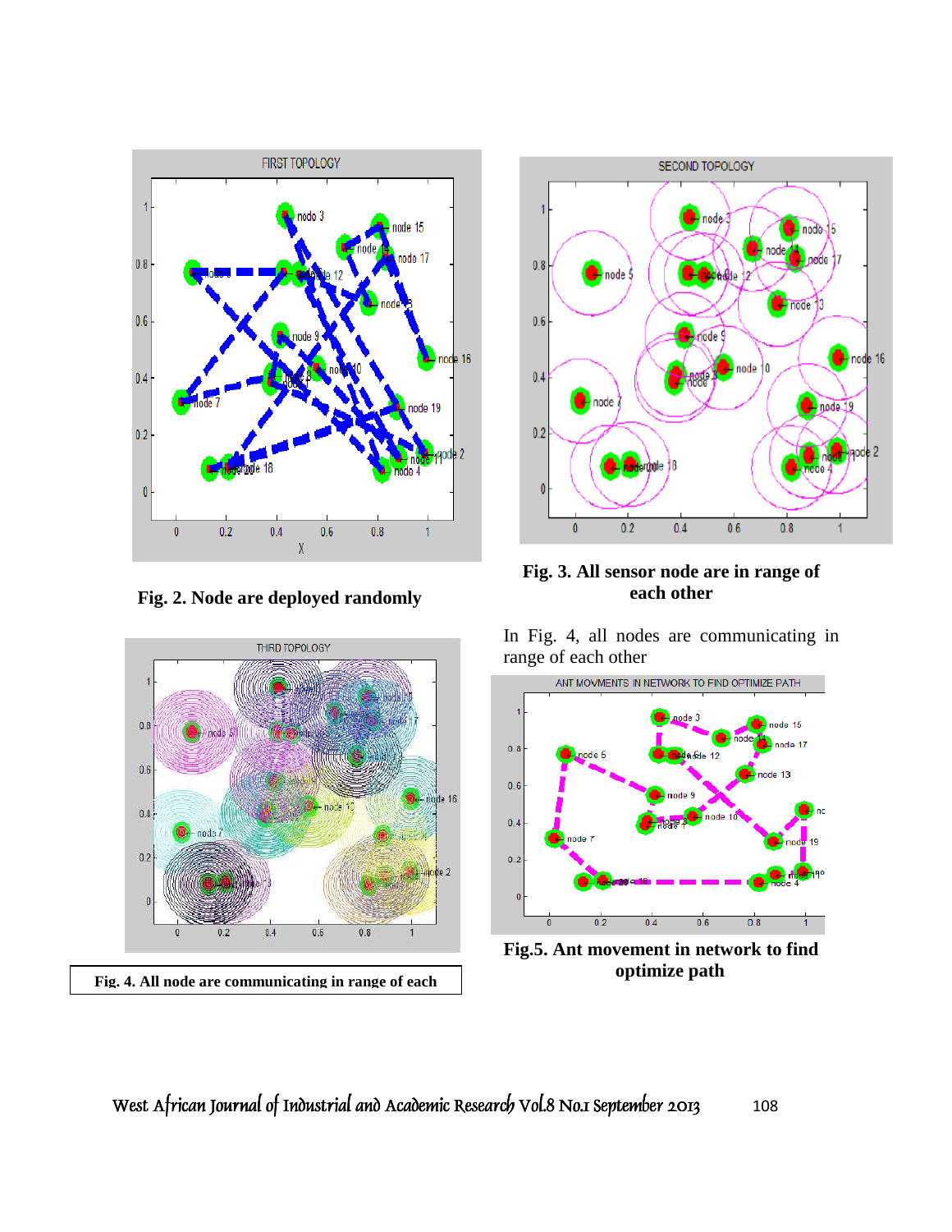**Fig. 2. Node are deployed randomly**

**Fig. 3. All sensor node are in range of each other**

In Fig. 4, all nodes are communicating in range of each other

**Fig. 4. All node are communicating in range of each**

**Fig.5. Ant movement in network to find optimize path**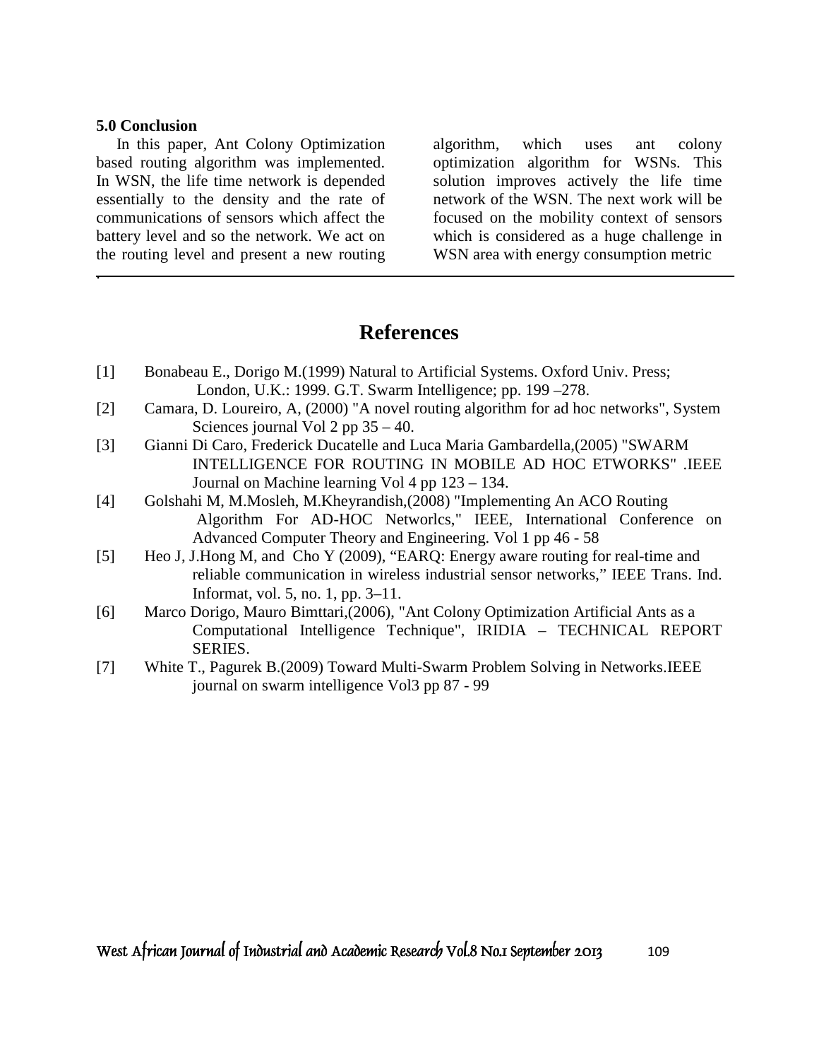### 5.0 Conclusion

In this paper, Ant Colony Optimization based routing algorithm was implemented. In WSN, the life time network is depended essentially to the density and the rate of communications of sensors which affect the battery level and so the network. We act on the routing level and present a new routing algorithm, which uses ant colony optimization algorithm for WSNs. This solution improves actively the life time network of the WSN. The next work will be focused on the mobility context of sensors which is considered as a huge challenge in WSN area with energy consumption metric

## References

[1] Bonabeau E., Dorigo M.(1999) Natural to Artificial Systems. Oxford Univ. Press; London, U.K.: 1999. G.T. Swarm Intelligence; pp. 199 –278.

[2] Camara, D. Loureiro, A, (2000) "A novel routing algorithm for ad hoc networks", System Sciences journal Vol 2 pp 35 – 40.

[3] Gianni Di Caro, Frederick Ducatelle and Luca Maria Gambardella,(2005) "SWARM INTELLIGENCE FOR ROUTING IN MOBILE AD HOC ETWORKS" .IEEE Journal on Machine learning Vol 4 pp 123 – 134.

[4] Golshahi M, M.Mosleh, M.Kheyrandish,(2008) "Implementing An ACO Routing Algorithm For AD-HOC Networlcs," IEEE, International Conference on Advanced Computer Theory and Engineering. Vol 1 pp 46 - 58

[5] Heo J, J.Hong M, and Cho Y (2009), "EARQ: Energy aware routing for real-time and reliable communication in wireless industrial sensor networks," IEEE Trans. Ind. Informat, vol. 5, no. 1, pp. 3–11.

[6] Marco Dorigo, Mauro Bimttari,(2006), "Ant Colony Optimization Artificial Ants as a Computational Intelligence Technique", IRIDIA – TECHNICAL REPORT SERIES.

[7] White T., Pagurek B.(2009) Toward Multi-Swarm Problem Solving in Networks.IEEE journal on swarm intelligence Vol3 pp 87 - 99